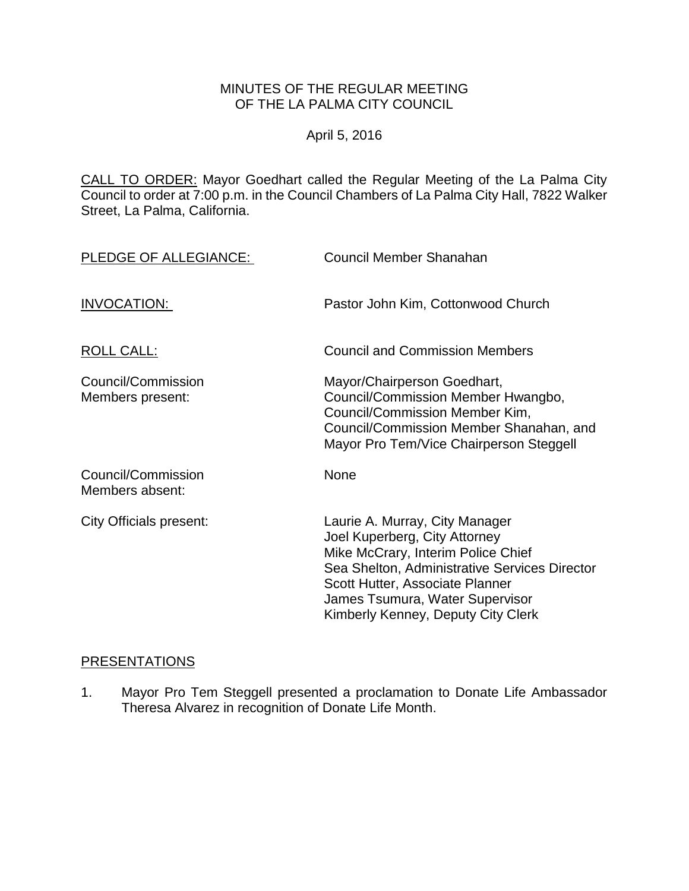MINUTES OF THE REGULAR MEETING
OF THE LA PALMA CITY COUNCIL

April 5, 2016

CALL TO ORDER: Mayor Goedhart called the Regular Meeting of the La Palma City Council to order at 7:00 p.m. in the Council Chambers of La Palma City Hall, 7822 Walker Street, La Palma, California.

| | |
|---|---|
| PLEDGE OF ALLEGIANCE: | Council Member Shanahan |
| INVOCATION: | Pastor John Kim, Cottonwood Church |
| ROLL CALL: | Council and Commission Members |
| Council/Commission Members present: | Mayor/Chairperson Goedhart, Council/Commission Member Hwangbo, Council/Commission Member Kim, Council/Commission Member Shanahan, and Mayor Pro Tem/Vice Chairperson Steggell |
| Council/Commission Members absent: | None |
| City Officials present: | Laurie A. Murray, City Manager<br>Joel Kuperberg, City Attorney<br>Mike McCrary, Interim Police Chief<br>Sea Shelton, Administrative Services Director<br>Scott Hutter, Associate Planner<br>James Tsumura, Water Supervisor<br>Kimberly Kenney, Deputy City Clerk |

PRESENTATIONS

1. Mayor Pro Tem Steggell presented a proclamation to Donate Life Ambassador Theresa Alvarez in recognition of Donate Life Month.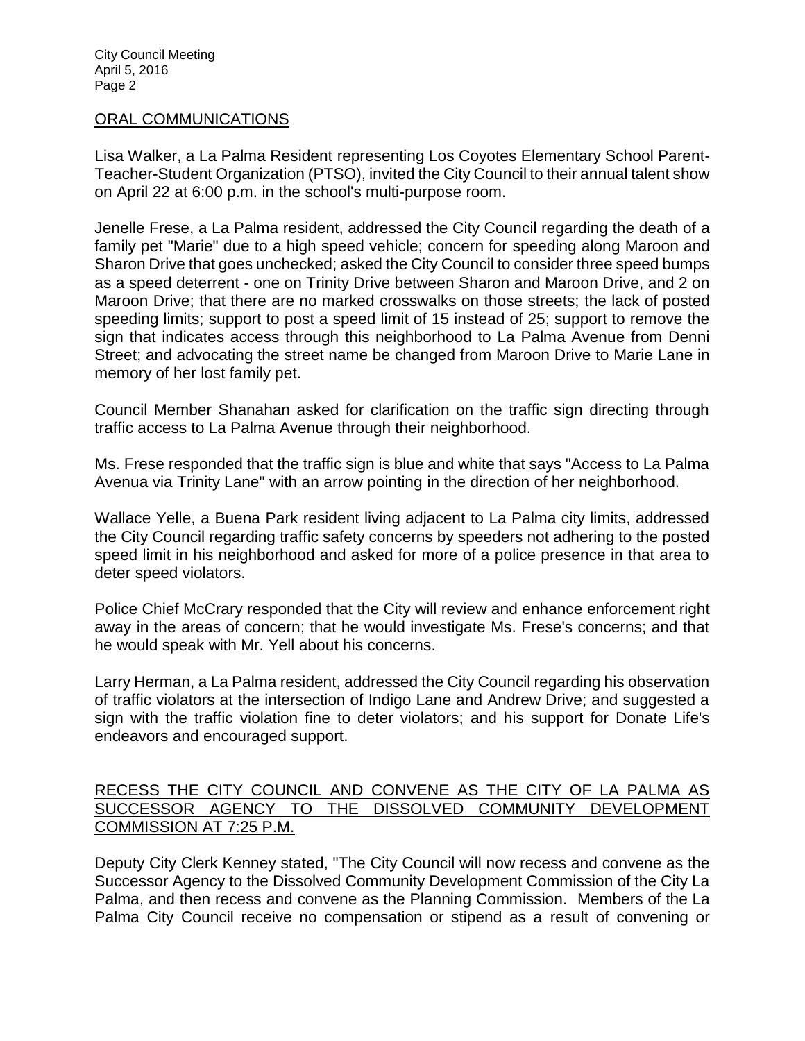## ORAL COMMUNICATIONS

Lisa Walker, a La Palma Resident representing Los Coyotes Elementary School Parent-Teacher-Student Organization (PTSO), invited the City Council to their annual talent show on April 22 at 6:00 p.m. in the school's multi-purpose room.

Jenelle Frese, a La Palma resident, addressed the City Council regarding the death of a family pet "Marie" due to a high speed vehicle; concern for speeding along Maroon and Sharon Drive that goes unchecked; asked the City Council to consider three speed bumps as a speed deterrent - one on Trinity Drive between Sharon and Maroon Drive, and 2 on Maroon Drive; that there are no marked crosswalks on those streets; the lack of posted speeding limits; support to post a speed limit of 15 instead of 25; support to remove the sign that indicates access through this neighborhood to La Palma Avenue from Denni Street; and advocating the street name be changed from Maroon Drive to Marie Lane in memory of her lost family pet.

Council Member Shanahan asked for clarification on the traffic sign directing through traffic access to La Palma Avenue through their neighborhood.

Ms. Frese responded that the traffic sign is blue and white that says "Access to La Palma Avenua via Trinity Lane" with an arrow pointing in the direction of her neighborhood.

Wallace Yelle, a Buena Park resident living adjacent to La Palma city limits, addressed the City Council regarding traffic safety concerns by speeders not adhering to the posted speed limit in his neighborhood and asked for more of a police presence in that area to deter speed violators.

Police Chief McCrary responded that the City will review and enhance enforcement right away in the areas of concern; that he would investigate Ms. Frese's concerns; and that he would speak with Mr. Yell about his concerns.

Larry Herman, a La Palma resident, addressed the City Council regarding his observation of traffic violators at the intersection of Indigo Lane and Andrew Drive; and suggested a sign with the traffic violation fine to deter violators; and his support for Donate Life's endeavors and encouraged support.

## RECESS THE CITY COUNCIL AND CONVENE AS THE CITY OF LA PALMA AS SUCCESSOR AGENCY TO THE DISSOLVED COMMUNITY DEVELOPMENT COMMISSION AT 7:25 P.M.

Deputy City Clerk Kenney stated, "The City Council will now recess and convene as the Successor Agency to the Dissolved Community Development Commission of the City La Palma, and then recess and convene as the Planning Commission. Members of the La Palma City Council receive no compensation or stipend as a result of convening or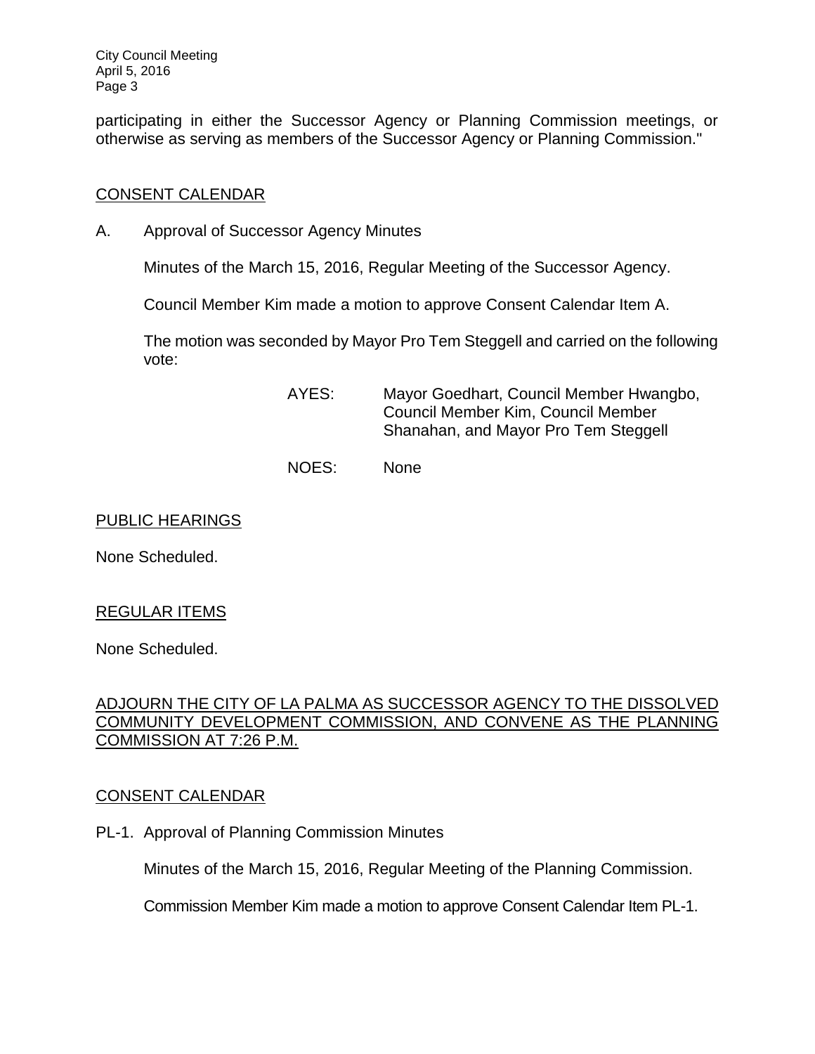participating in either the Successor Agency or Planning Commission meetings, or otherwise as serving as members of the Successor Agency or Planning Commission."

## CONSENT CALENDAR

A. Approval of Successor Agency Minutes

Minutes of the March 15, 2016, Regular Meeting of the Successor Agency.

Council Member Kim made a motion to approve Consent Calendar Item A.

The motion was seconded by Mayor Pro Tem Steggell and carried on the following vote:

AYES: Mayor Goedhart, Council Member Hwangbo, Council Member Kim, Council Member Shanahan, and Mayor Pro Tem Steggell

NOES: None

## PUBLIC HEARINGS

None Scheduled.

## REGULAR ITEMS

None Scheduled.

## ADJOURN THE CITY OF LA PALMA AS SUCCESSOR AGENCY TO THE DISSOLVED COMMUNITY DEVELOPMENT COMMISSION, AND CONVENE AS THE PLANNING COMMISSION AT 7:26 P.M.

## CONSENT CALENDAR

PL-1. Approval of Planning Commission Minutes

Minutes of the March 15, 2016, Regular Meeting of the Planning Commission.

Commission Member Kim made a motion to approve Consent Calendar Item PL-1.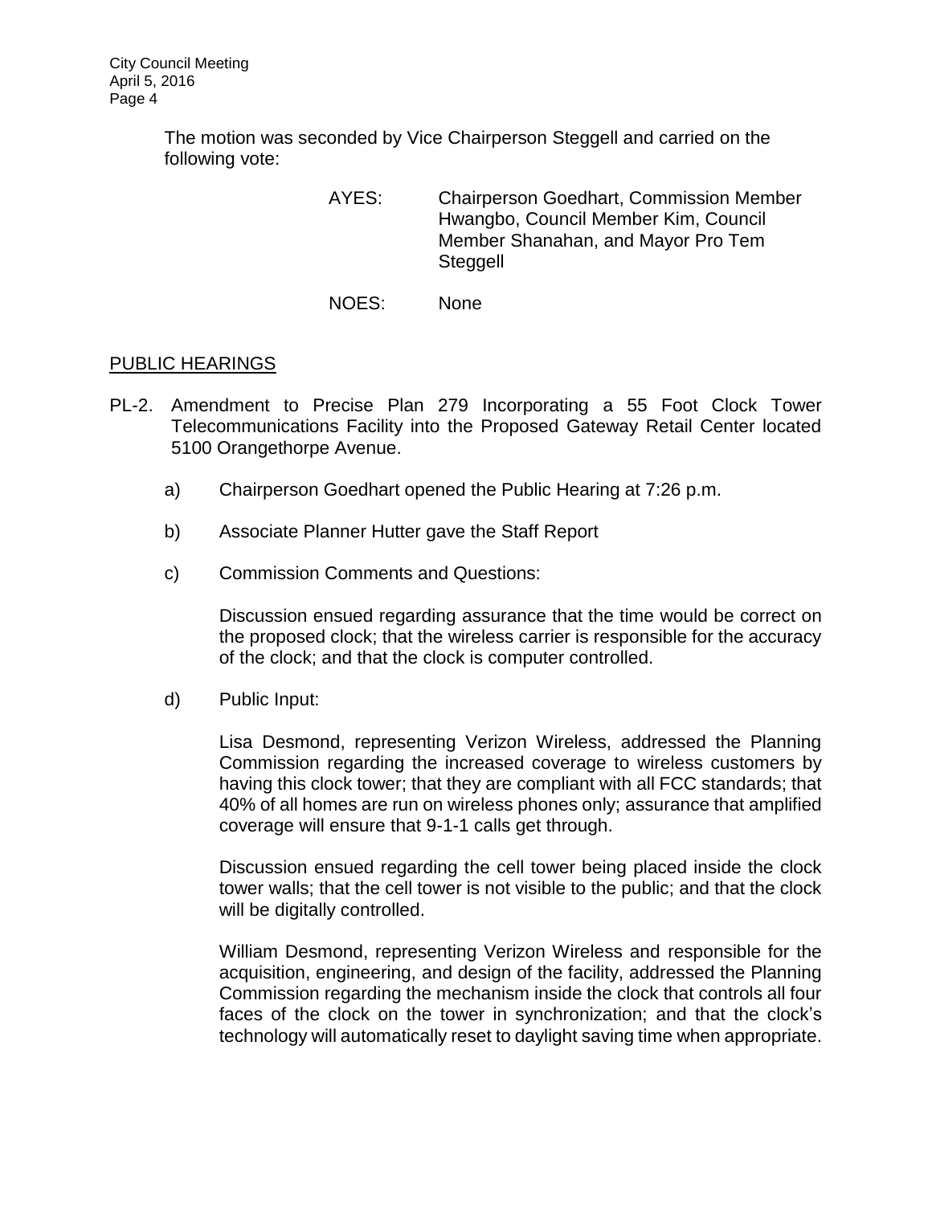The motion was seconded by Vice Chairperson Steggell and carried on the following vote:

AYES: Chairperson Goedhart, Commission Member Hwangbo, Council Member Kim, Council Member Shanahan, and Mayor Pro Tem Steggell

NOES: None

## PUBLIC HEARINGS

PL-2. Amendment to Precise Plan 279 Incorporating a 55 Foot Clock Tower Telecommunications Facility into the Proposed Gateway Retail Center located 5100 Orangethorpe Avenue.

a) Chairperson Goedhart opened the Public Hearing at 7:26 p.m.

b) Associate Planner Hutter gave the Staff Report

c) Commission Comments and Questions:

Discussion ensued regarding assurance that the time would be correct on the proposed clock; that the wireless carrier is responsible for the accuracy of the clock; and that the clock is computer controlled.

d) Public Input:

Lisa Desmond, representing Verizon Wireless, addressed the Planning Commission regarding the increased coverage to wireless customers by having this clock tower; that they are compliant with all FCC standards; that 40% of all homes are run on wireless phones only; assurance that amplified coverage will ensure that 9-1-1 calls get through.

Discussion ensued regarding the cell tower being placed inside the clock tower walls; that the cell tower is not visible to the public; and that the clock will be digitally controlled.

William Desmond, representing Verizon Wireless and responsible for the acquisition, engineering, and design of the facility, addressed the Planning Commission regarding the mechanism inside the clock that controls all four faces of the clock on the tower in synchronization; and that the clock's technology will automatically reset to daylight saving time when appropriate.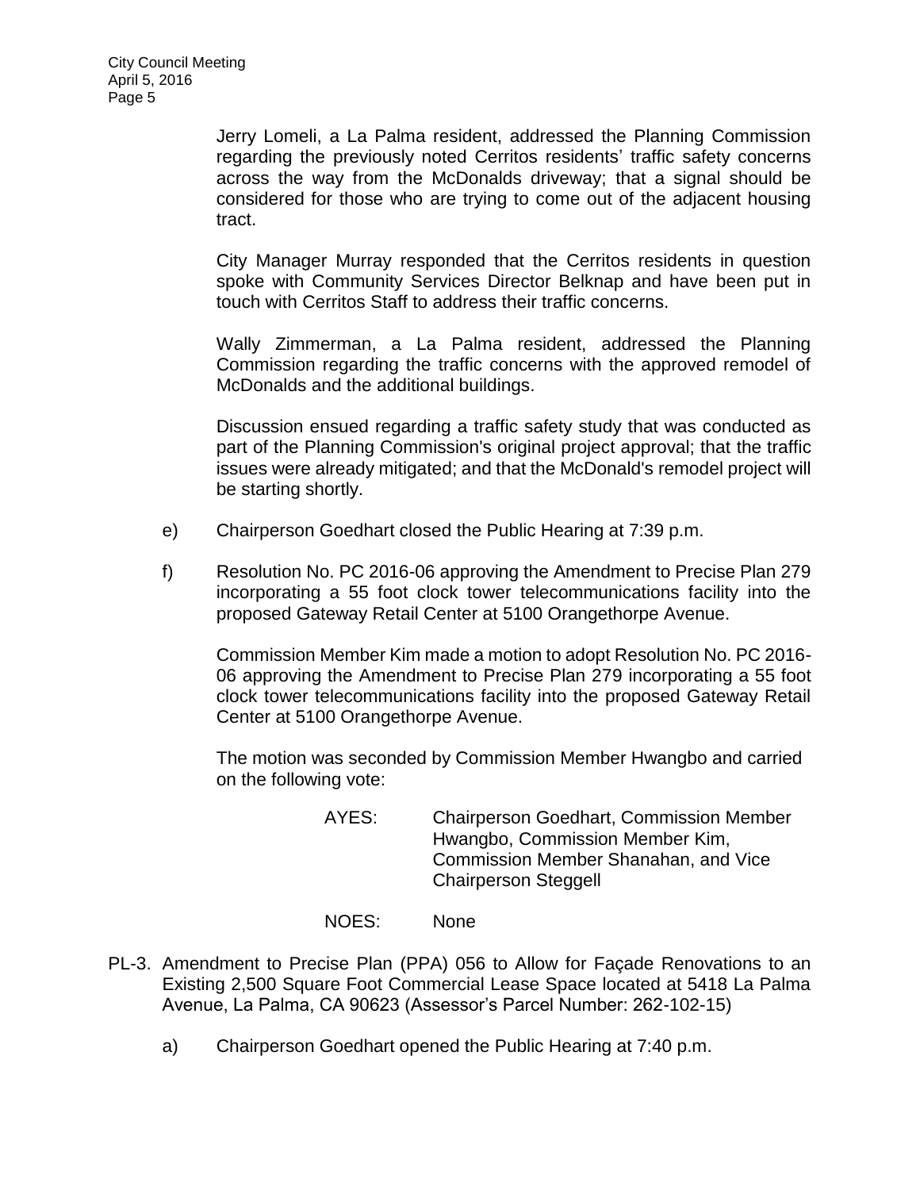Jerry Lomeli, a La Palma resident, addressed the Planning Commission regarding the previously noted Cerritos residents' traffic safety concerns across the way from the McDonalds driveway; that a signal should be considered for those who are trying to come out of the adjacent housing tract.

City Manager Murray responded that the Cerritos residents in question spoke with Community Services Director Belknap and have been put in touch with Cerritos Staff to address their traffic concerns.

Wally Zimmerman, a La Palma resident, addressed the Planning Commission regarding the traffic concerns with the approved remodel of McDonalds and the additional buildings.

Discussion ensued regarding a traffic safety study that was conducted as part of the Planning Commission's original project approval; that the traffic issues were already mitigated; and that the McDonald's remodel project will be starting shortly.

e) Chairperson Goedhart closed the Public Hearing at 7:39 p.m.

f) Resolution No. PC 2016-06 approving the Amendment to Precise Plan 279 incorporating a 55 foot clock tower telecommunications facility into the proposed Gateway Retail Center at 5100 Orangethorpe Avenue.

Commission Member Kim made a motion to adopt Resolution No. PC 2016-06 approving the Amendment to Precise Plan 279 incorporating a 55 foot clock tower telecommunications facility into the proposed Gateway Retail Center at 5100 Orangethorpe Avenue.

The motion was seconded by Commission Member Hwangbo and carried on the following vote:

AYES: Chairperson Goedhart, Commission Member Hwangbo, Commission Member Kim, Commission Member Shanahan, and Vice Chairperson Steggell

NOES: None

PL-3. Amendment to Precise Plan (PPA) 056 to Allow for Façade Renovations to an Existing 2,500 Square Foot Commercial Lease Space located at 5418 La Palma Avenue, La Palma, CA 90623 (Assessor's Parcel Number: 262-102-15)

a) Chairperson Goedhart opened the Public Hearing at 7:40 p.m.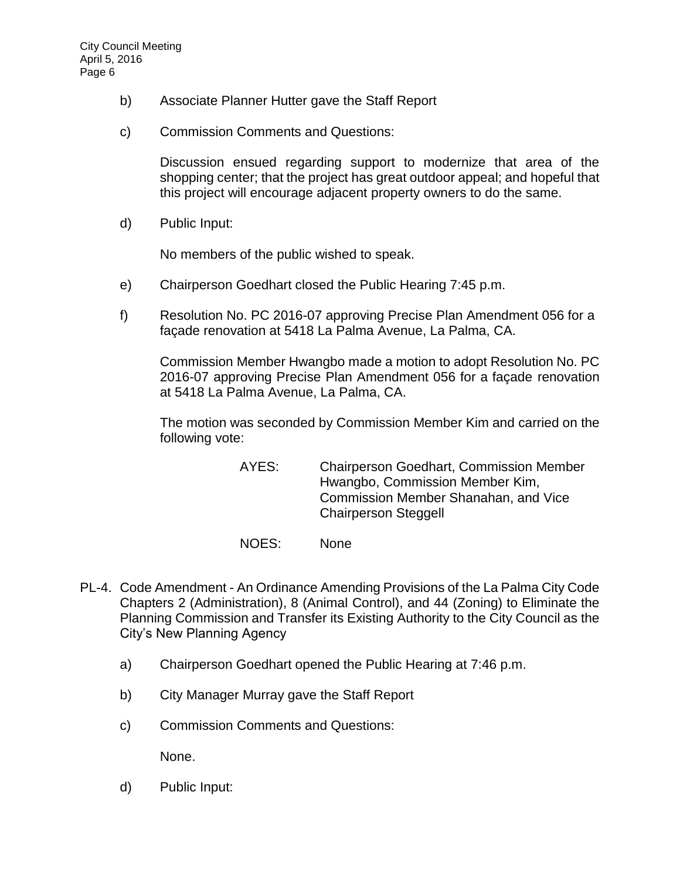b) Associate Planner Hutter gave the Staff Report

c) Commission Comments and Questions:

Discussion ensued regarding support to modernize that area of the shopping center; that the project has great outdoor appeal; and hopeful that this project will encourage adjacent property owners to do the same.

d) Public Input:

No members of the public wished to speak.

e) Chairperson Goedhart closed the Public Hearing 7:45 p.m.

f) Resolution No. PC 2016-07 approving Precise Plan Amendment 056 for a façade renovation at 5418 La Palma Avenue, La Palma, CA.

Commission Member Hwangbo made a motion to adopt Resolution No. PC 2016-07 approving Precise Plan Amendment 056 for a façade renovation at 5418 La Palma Avenue, La Palma, CA.

The motion was seconded by Commission Member Kim and carried on the following vote:

AYES: Chairperson Goedhart, Commission Member Hwangbo, Commission Member Kim, Commission Member Shanahan, and Vice Chairperson Steggell

NOES: None

PL-4. Code Amendment - An Ordinance Amending Provisions of the La Palma City Code Chapters 2 (Administration), 8 (Animal Control), and 44 (Zoning) to Eliminate the Planning Commission and Transfer its Existing Authority to the City Council as the City's New Planning Agency

a) Chairperson Goedhart opened the Public Hearing at 7:46 p.m.

b) City Manager Murray gave the Staff Report

c) Commission Comments and Questions:

None.

d) Public Input: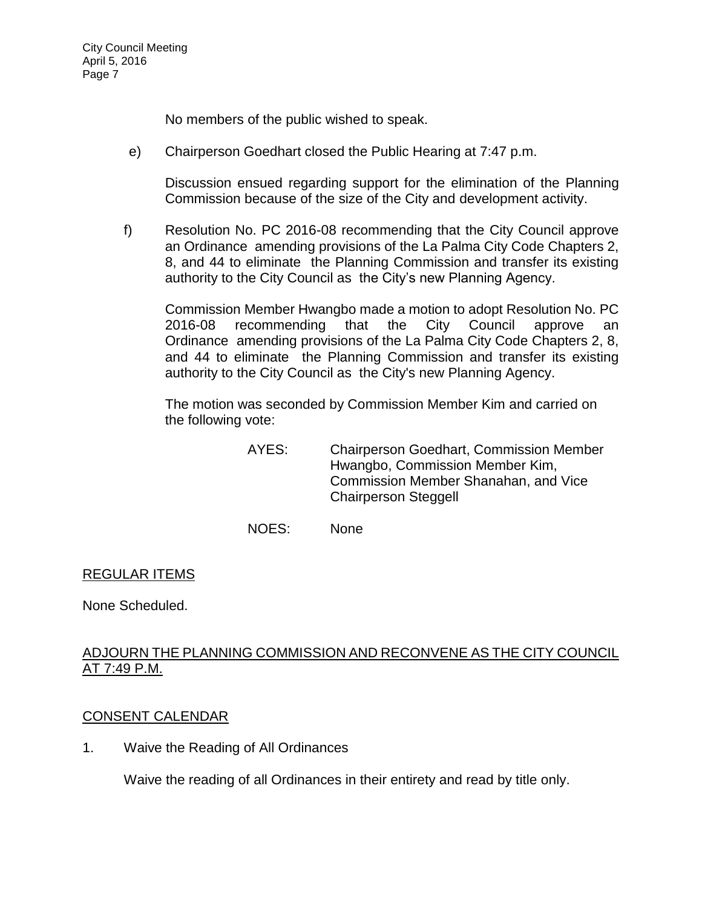No members of the public wished to speak.

e) Chairperson Goedhart closed the Public Hearing at 7:47 p.m.

Discussion ensued regarding support for the elimination of the Planning Commission because of the size of the City and development activity.

f) Resolution No. PC 2016-08 recommending that the City Council approve an Ordinance amending provisions of the La Palma City Code Chapters 2, 8, and 44 to eliminate the Planning Commission and transfer its existing authority to the City Council as the City's new Planning Agency.

Commission Member Hwangbo made a motion to adopt Resolution No. PC 2016-08 recommending that the City Council approve an Ordinance amending provisions of the La Palma City Code Chapters 2, 8, and 44 to eliminate the Planning Commission and transfer its existing authority to the City Council as the City's new Planning Agency.

The motion was seconded by Commission Member Kim and carried on the following vote:

AYES: Chairperson Goedhart, Commission Member Hwangbo, Commission Member Kim, Commission Member Shanahan, and Vice Chairperson Steggell

NOES: None

## REGULAR ITEMS

None Scheduled.

## ADJOURN THE PLANNING COMMISSION AND RECONVENE AS THE CITY COUNCIL AT 7:49 P.M.

## CONSENT CALENDAR

1. Waive the Reading of All Ordinances

   Waive the reading of all Ordinances in their entirety and read by title only.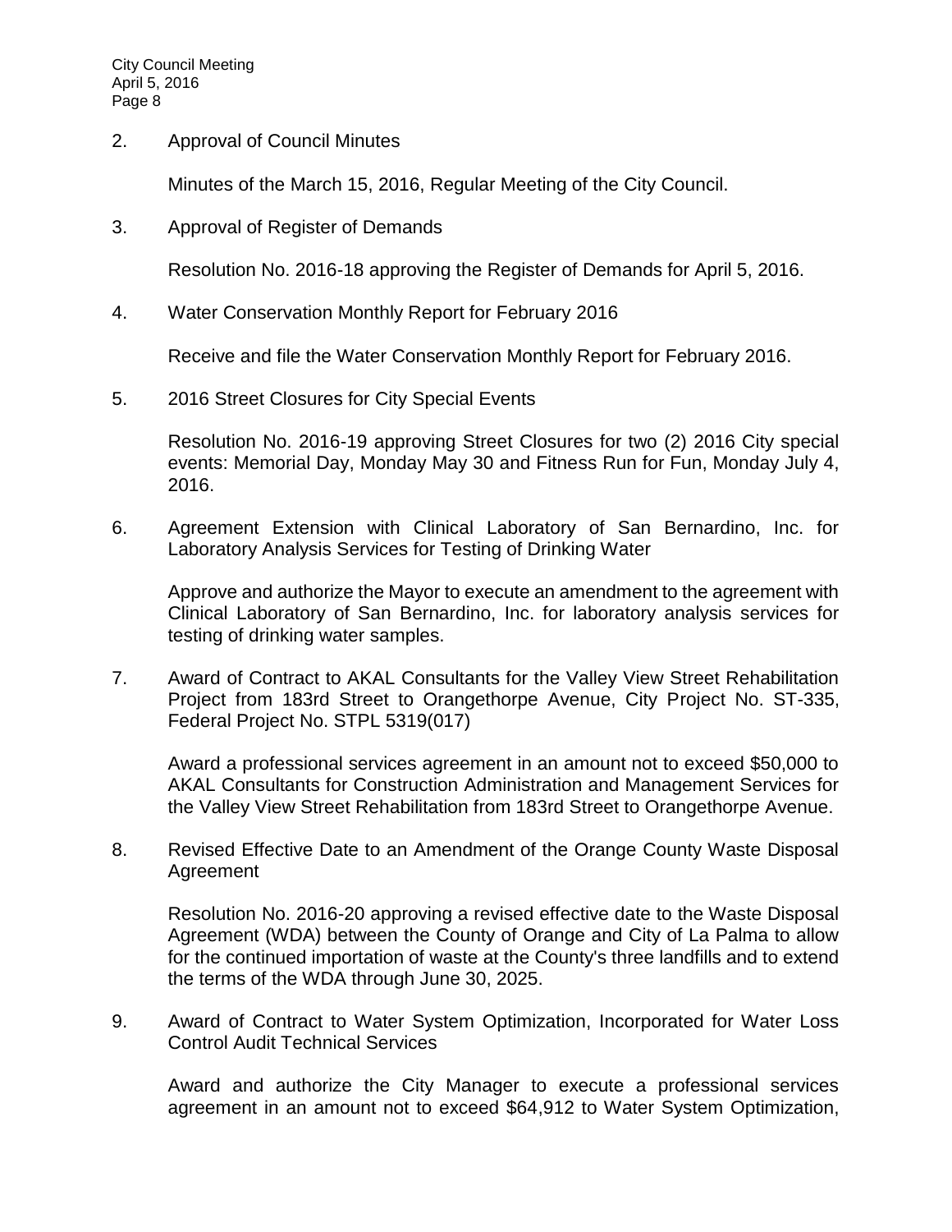2. Approval of Council Minutes

   Minutes of the March 15, 2016, Regular Meeting of the City Council.

3. Approval of Register of Demands

   Resolution No. 2016-18 approving the Register of Demands for April 5, 2016.

4. Water Conservation Monthly Report for February 2016

   Receive and file the Water Conservation Monthly Report for February 2016.

5. 2016 Street Closures for City Special Events

   Resolution No. 2016-19 approving Street Closures for two (2) 2016 City special events: Memorial Day, Monday May 30 and Fitness Run for Fun, Monday July 4, 2016.

6. Agreement Extension with Clinical Laboratory of San Bernardino, Inc. for Laboratory Analysis Services for Testing of Drinking Water

   Approve and authorize the Mayor to execute an amendment to the agreement with Clinical Laboratory of San Bernardino, Inc. for laboratory analysis services for testing of drinking water samples.

7. Award of Contract to AKAL Consultants for the Valley View Street Rehabilitation Project from 183rd Street to Orangethorpe Avenue, City Project No. ST-335, Federal Project No. STPL 5319(017)

   Award a professional services agreement in an amount not to exceed $50,000 to AKAL Consultants for Construction Administration and Management Services for the Valley View Street Rehabilitation from 183rd Street to Orangethorpe Avenue.

8. Revised Effective Date to an Amendment of the Orange County Waste Disposal Agreement

   Resolution No. 2016-20 approving a revised effective date to the Waste Disposal Agreement (WDA) between the County of Orange and City of La Palma to allow for the continued importation of waste at the County's three landfills and to extend the terms of the WDA through June 30, 2025.

9. Award of Contract to Water System Optimization, Incorporated for Water Loss Control Audit Technical Services

   Award and authorize the City Manager to execute a professional services agreement in an amount not to exceed $64,912 to Water System Optimization,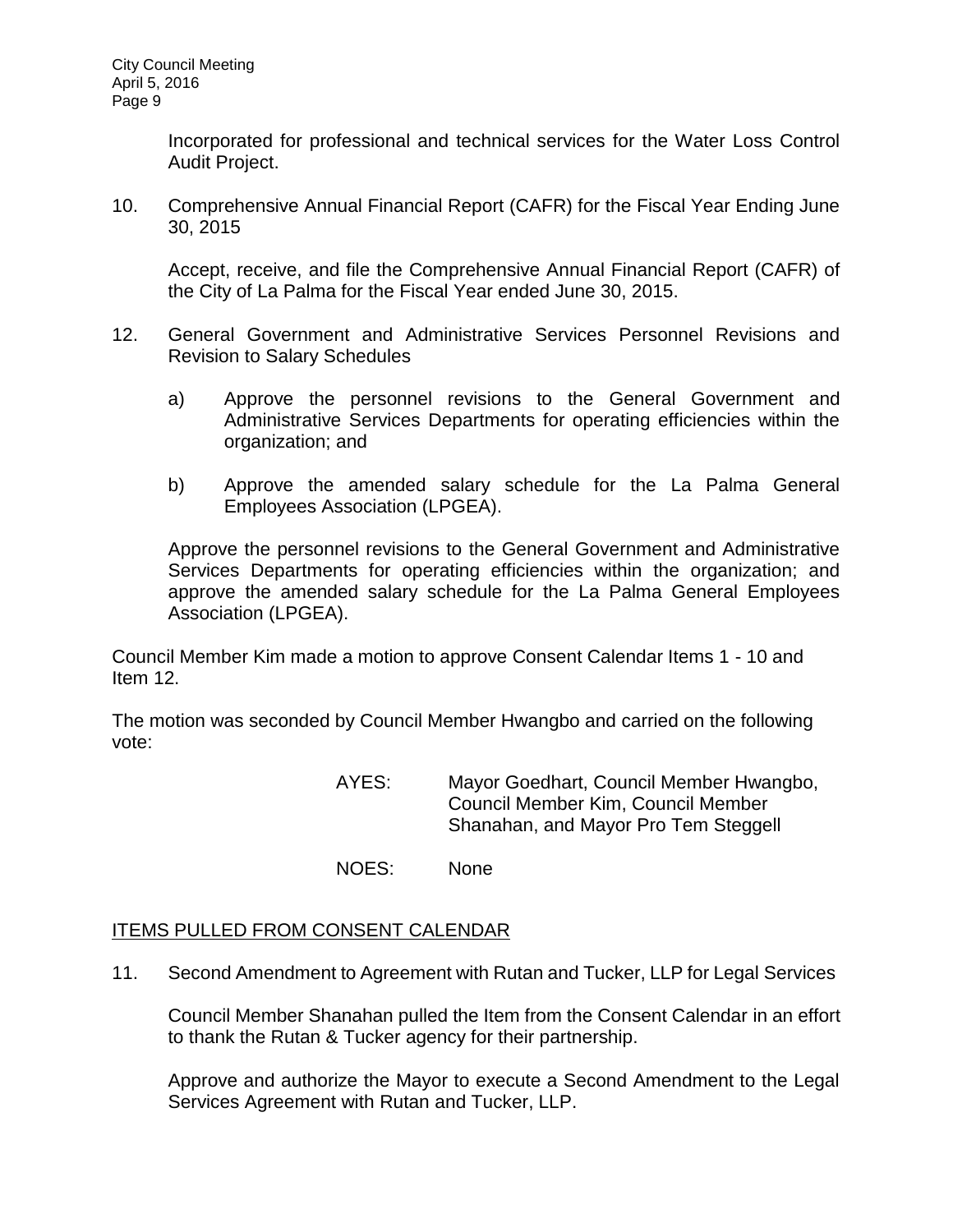Incorporated for professional and technical services for the Water Loss Control Audit Project.

10. Comprehensive Annual Financial Report (CAFR) for the Fiscal Year Ending June 30, 2015

    Accept, receive, and file the Comprehensive Annual Financial Report (CAFR) of the City of La Palma for the Fiscal Year ended June 30, 2015.

12. General Government and Administrative Services Personnel Revisions and Revision to Salary Schedules

    a) Approve the personnel revisions to the General Government and Administrative Services Departments for operating efficiencies within the organization; and

    b) Approve the amended salary schedule for the La Palma General Employees Association (LPGEA).

    Approve the personnel revisions to the General Government and Administrative Services Departments for operating efficiencies within the organization; and approve the amended salary schedule for the La Palma General Employees Association (LPGEA).

Council Member Kim made a motion to approve Consent Calendar Items 1 - 10 and Item 12.

The motion was seconded by Council Member Hwangbo and carried on the following vote:

AYES: Mayor Goedhart, Council Member Hwangbo, Council Member Kim, Council Member Shanahan, and Mayor Pro Tem Steggell

NOES: None

## ITEMS PULLED FROM CONSENT CALENDAR

11. Second Amendment to Agreement with Rutan and Tucker, LLP for Legal Services

    Council Member Shanahan pulled the Item from the Consent Calendar in an effort to thank the Rutan & Tucker agency for their partnership.

    Approve and authorize the Mayor to execute a Second Amendment to the Legal Services Agreement with Rutan and Tucker, LLP.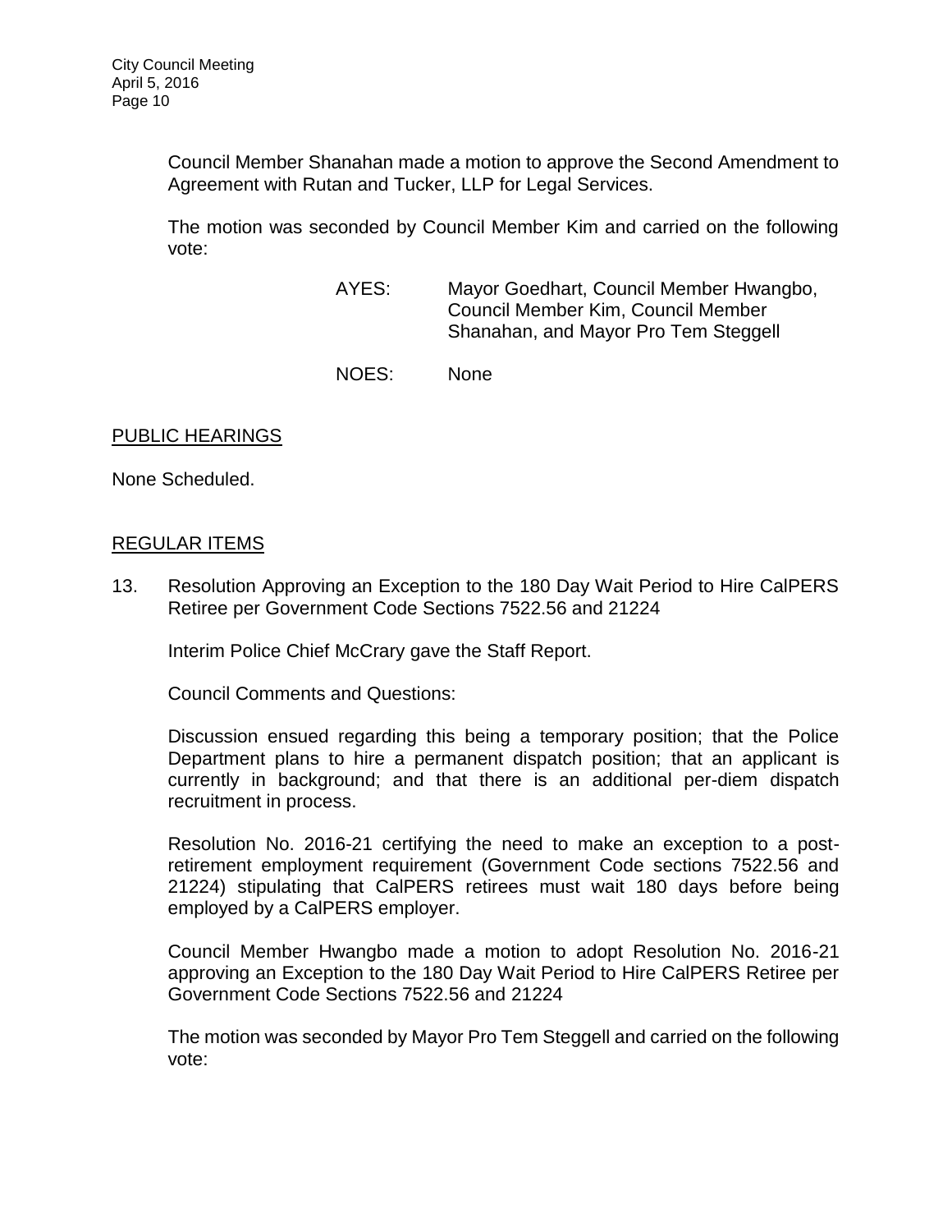Council Member Shanahan made a motion to approve the Second Amendment to Agreement with Rutan and Tucker, LLP for Legal Services.

The motion was seconded by Council Member Kim and carried on the following vote:

AYES: Mayor Goedhart, Council Member Hwangbo, Council Member Kim, Council Member Shanahan, and Mayor Pro Tem Steggell

NOES: None

## PUBLIC HEARINGS

None Scheduled.

## REGULAR ITEMS

13. Resolution Approving an Exception to the 180 Day Wait Period to Hire CalPERS Retiree per Government Code Sections 7522.56 and 21224

Interim Police Chief McCrary gave the Staff Report.

Council Comments and Questions:

Discussion ensued regarding this being a temporary position; that the Police Department plans to hire a permanent dispatch position; that an applicant is currently in background; and that there is an additional per-diem dispatch recruitment in process.

Resolution No. 2016-21 certifying the need to make an exception to a post-retirement employment requirement (Government Code sections 7522.56 and 21224) stipulating that CalPERS retirees must wait 180 days before being employed by a CalPERS employer.

Council Member Hwangbo made a motion to adopt Resolution No. 2016-21 approving an Exception to the 180 Day Wait Period to Hire CalPERS Retiree per Government Code Sections 7522.56 and 21224

The motion was seconded by Mayor Pro Tem Steggell and carried on the following vote: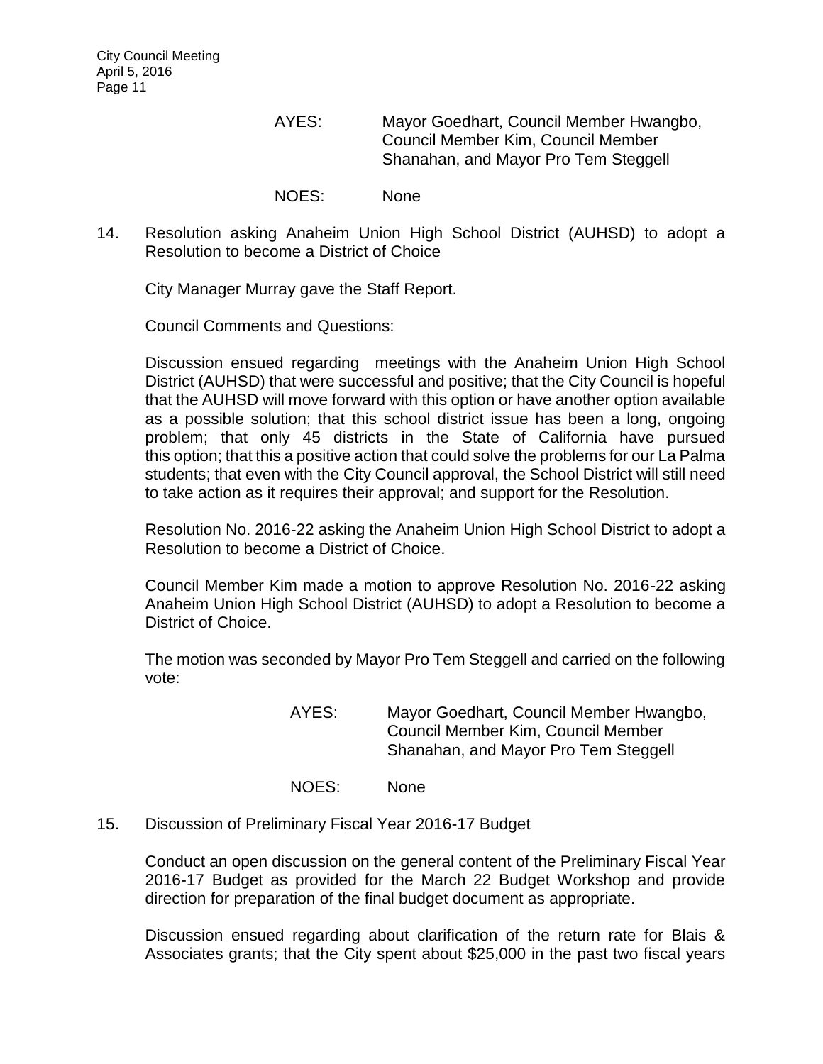AYES: Mayor Goedhart, Council Member Hwangbo, Council Member Kim, Council Member Shanahan, and Mayor Pro Tem Steggell

NOES: None

14. Resolution asking Anaheim Union High School District (AUHSD) to adopt a Resolution to become a District of Choice

    City Manager Murray gave the Staff Report.

    Council Comments and Questions:

    Discussion ensued regarding meetings with the Anaheim Union High School District (AUHSD) that were successful and positive; that the City Council is hopeful that the AUHSD will move forward with this option or have another option available as a possible solution; that this school district issue has been a long, ongoing problem; that only 45 districts in the State of California have pursued this option; that this a positive action that could solve the problems for our La Palma students; that even with the City Council approval, the School District will still need to take action as it requires their approval; and support for the Resolution.

    Resolution No. 2016-22 asking the Anaheim Union High School District to adopt a Resolution to become a District of Choice.

    Council Member Kim made a motion to approve Resolution No. 2016-22 asking Anaheim Union High School District (AUHSD) to adopt a Resolution to become a District of Choice.

    The motion was seconded by Mayor Pro Tem Steggell and carried on the following vote:

    AYES: Mayor Goedhart, Council Member Hwangbo, Council Member Kim, Council Member Shanahan, and Mayor Pro Tem Steggell

    NOES: None

15. Discussion of Preliminary Fiscal Year 2016-17 Budget

    Conduct an open discussion on the general content of the Preliminary Fiscal Year 2016-17 Budget as provided for the March 22 Budget Workshop and provide direction for preparation of the final budget document as appropriate.

    Discussion ensued regarding about clarification of the return rate for Blais & Associates grants; that the City spent about $25,000 in the past two fiscal years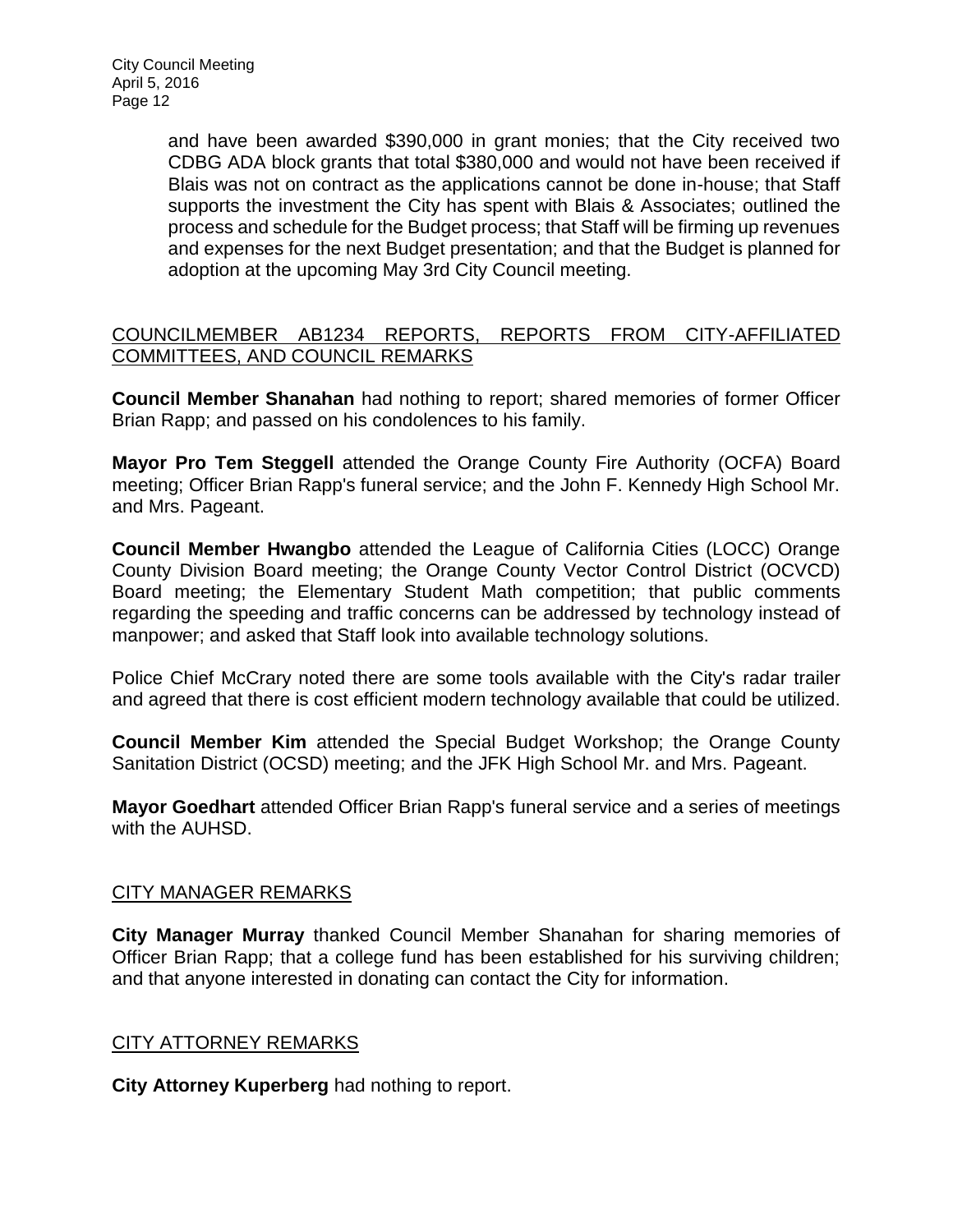and have been awarded $390,000 in grant monies; that the City received two CDBG ADA block grants that total $380,000 and would not have been received if Blais was not on contract as the applications cannot be done in-house; that Staff supports the investment the City has spent with Blais & Associates; outlined the process and schedule for the Budget process; that Staff will be firming up revenues and expenses for the next Budget presentation; and that the Budget is planned for adoption at the upcoming May 3rd City Council meeting.

## COUNCILMEMBER AB1234 REPORTS, REPORTS FROM CITY-AFFILIATED COMMITTEES, AND COUNCIL REMARKS

**Council Member Shanahan** had nothing to report; shared memories of former Officer Brian Rapp; and passed on his condolences to his family.

**Mayor Pro Tem Steggell** attended the Orange County Fire Authority (OCFA) Board meeting; Officer Brian Rapp's funeral service; and the John F. Kennedy High School Mr. and Mrs. Pageant.

**Council Member Hwangbo** attended the League of California Cities (LOCC) Orange County Division Board meeting; the Orange County Vector Control District (OCVCD) Board meeting; the Elementary Student Math competition; that public comments regarding the speeding and traffic concerns can be addressed by technology instead of manpower; and asked that Staff look into available technology solutions.

Police Chief McCrary noted there are some tools available with the City's radar trailer and agreed that there is cost efficient modern technology available that could be utilized.

**Council Member Kim** attended the Special Budget Workshop; the Orange County Sanitation District (OCSD) meeting; and the JFK High School Mr. and Mrs. Pageant.

**Mayor Goedhart** attended Officer Brian Rapp's funeral service and a series of meetings with the AUHSD.

## CITY MANAGER REMARKS

**City Manager Murray** thanked Council Member Shanahan for sharing memories of Officer Brian Rapp; that a college fund has been established for his surviving children; and that anyone interested in donating can contact the City for information.

## CITY ATTORNEY REMARKS

**City Attorney Kuperberg** had nothing to report.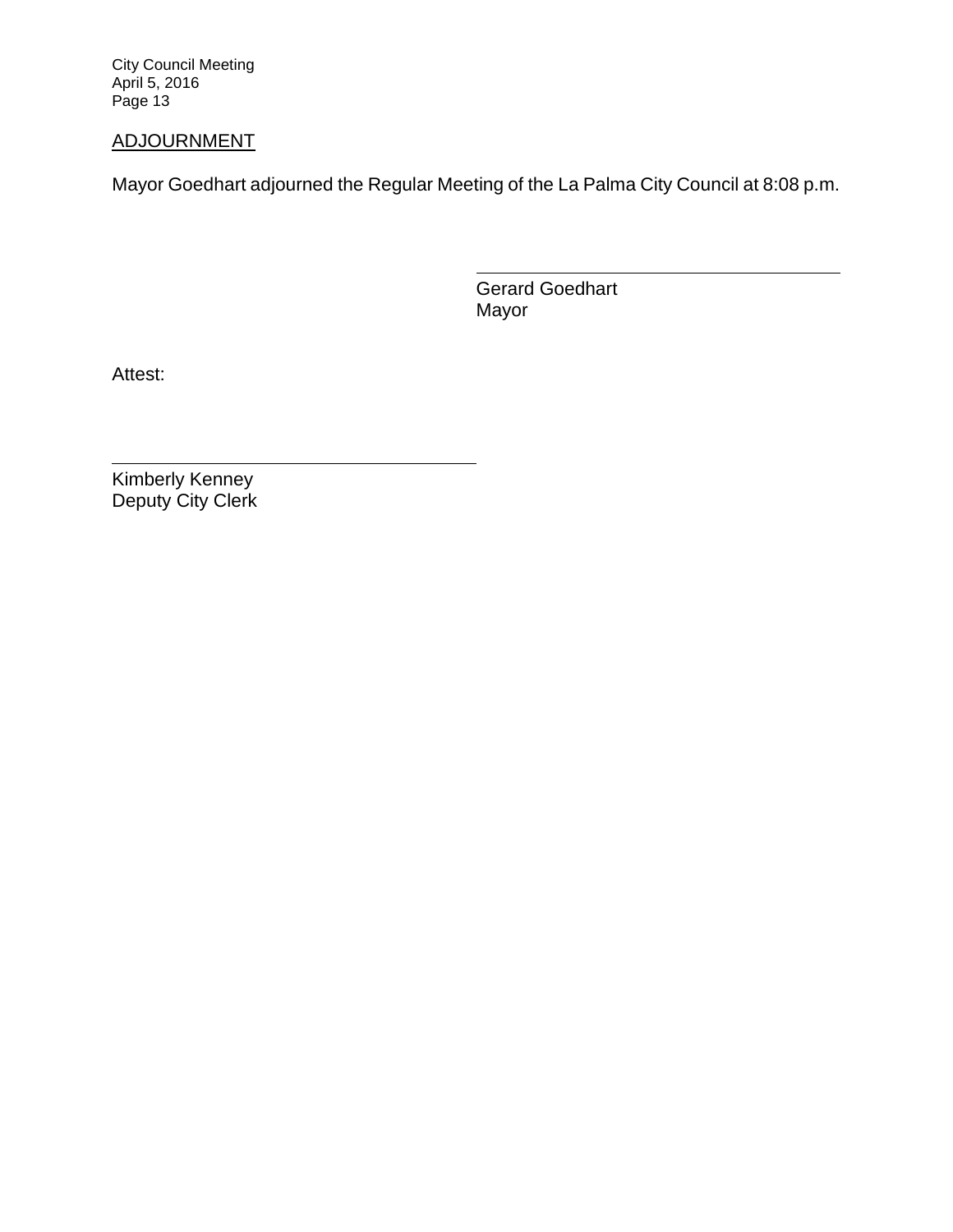## ADJOURNMENT

Mayor Goedhart adjourned the Regular Meeting of the La Palma City Council at 8:08 p.m.

\_\_\_\_\_\_\_\_\_\_\_\_\_\_\_\_\_\_\_\_\_\_\_\_\_\_\_\_\_\_\_\_\_\_\_\_

Gerard Goedhart
Mayor

Attest:

\_\_\_\_\_\_\_\_\_\_\_\_\_\_\_\_\_\_\_\_\_\_\_\_\_\_\_\_\_\_\_\_\_\_\_\_

Kimberly Kenney
Deputy City Clerk